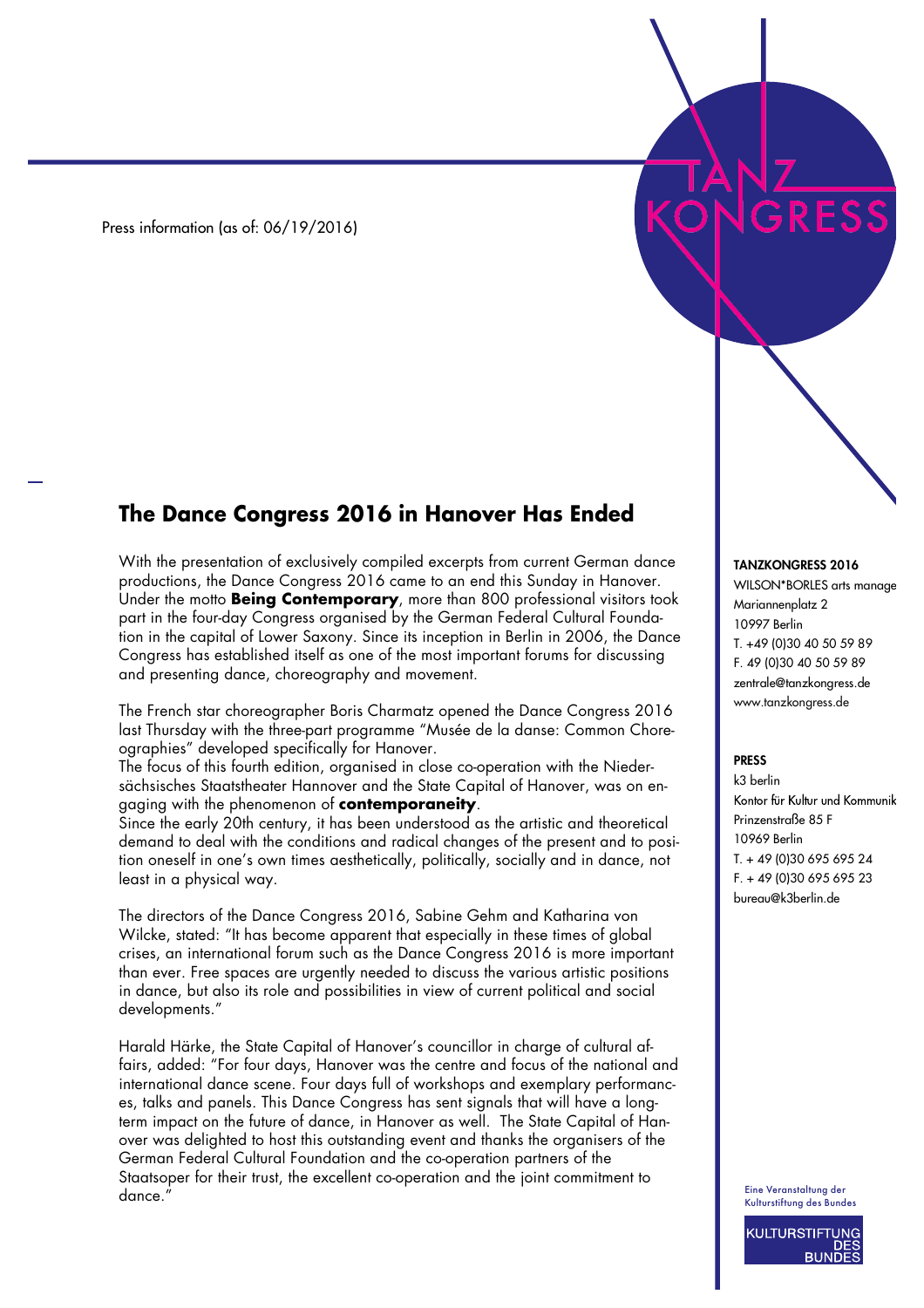Press information (as of: 06/19/2016)

# The Dance Congress 2016 in Hanover Has Ended

With the presentation of exclusively compiled excerpts from current German dance productions, the Dance Congress 2016 came to an end this Sunday in Hanover. Under the motto **Being Contemporary**, more than 800 professional visitors took part in the four-day Congress organised by the German Federal Cultural Foundation in the capital of Lower Saxony. Since its inception in Berlin in 2006, the Dance Congress has established itself as one of the most important forums for discussing and presenting dance, choreography and movement.

The French star choreographer Boris Charmatz opened the Dance Congress 2016 last Thursday with the three-part programme "Musée de la danse: Common Choreographies" developed specifically for Hanover.
The focus of this fourth edition, organised in close co-operation with the Niedersächsisches Staatstheater Hannover and the State Capital of Hanover, was on engaging with the phenomenon of **contemporaneity**.
Since the early 20th century, it has been understood as the artistic and theoretical demand to deal with the conditions and radical changes of the present and to position oneself in one's own times aesthetically, politically, socially and in dance, not least in a physical way.

The directors of the Dance Congress 2016, Sabine Gehm and Katharina von Wilcke, stated: "It has become apparent that especially in these times of global crises, an international forum such as the Dance Congress 2016 is more important than ever. Free spaces are urgently needed to discuss the various artistic positions in dance, but also its role and possibilities in view of current political and social developments."

Harald Härke, the State Capital of Hanover's councillor in charge of cultural affairs, added: "For four days, Hanover was the centre and focus of the national and international dance scene. Four days full of workshops and exemplary performances, talks and panels. This Dance Congress has sent signals that will have a long-term impact on the future of dance, in Hanover as well. The State Capital of Hanover was delighted to host this outstanding event and thanks the organisers of the German Federal Cultural Foundation and the co-operation partners of the Staatsoper for their trust, the excellent co-operation and the joint commitment to dance."

**TANZKONGRESS 2016**
WILSON*BORLES arts manage
Mariannenplatz 2
10997 Berlin
T. +49 (0)30 40 50 59 89
F. 49 (0)30 40 50 59 89
zentrale@tanzkongress.de
www.tanzkongress.de

**PRESS**
k3 berlin
Kontor für Kultur und Kommunik
Prinzenstraße 85 F
10969 Berlin
T. + 49 (0)30 695 695 24
F. + 49 (0)30 695 695 23
bureau@k3berlin.de

Eine Veranstaltung der Kulturstiftung des Bundes

KULTURSTIFTUNG DES BUNDES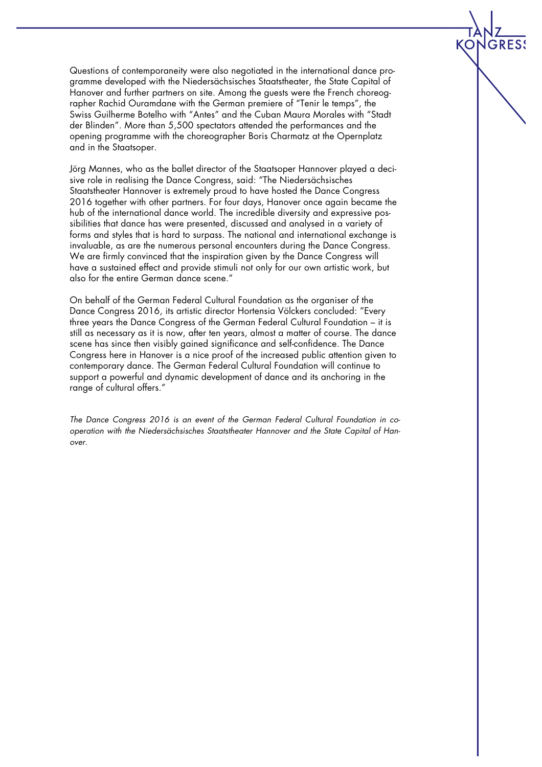Questions of contemporaneity were also negotiated in the international dance programme developed with the Niedersächsisches Staatstheater, the State Capital of Hanover and further partners on site. Among the guests were the French choreographer Rachid Ouramdane with the German premiere of "Tenir le temps", the Swiss Guilherme Botelho with "Antes" and the Cuban Maura Morales with "Stadt der Blinden". More than 5,500 spectators attended the performances and the opening programme with the choreographer Boris Charmatz at the Opernplatz and in the Staatsoper.

Jörg Mannes, who as the ballet director of the Staatsoper Hannover played a decisive role in realising the Dance Congress, said: "The Niedersächsisches Staatstheater Hannover is extremely proud to have hosted the Dance Congress 2016 together with other partners. For four days, Hanover once again became the hub of the international dance world. The incredible diversity and expressive possibilities that dance has were presented, discussed and analysed in a variety of forms and styles that is hard to surpass. The national and international exchange is invaluable, as are the numerous personal encounters during the Dance Congress. We are firmly convinced that the inspiration given by the Dance Congress will have a sustained effect and provide stimuli not only for our own artistic work, but also for the entire German dance scene."

On behalf of the German Federal Cultural Foundation as the organiser of the Dance Congress 2016, its artistic director Hortensia Völckers concluded: "Every three years the Dance Congress of the German Federal Cultural Foundation – it is still as necessary as it is now, after ten years, almost a matter of course. The dance scene has since then visibly gained significance and self-confidence. The Dance Congress here in Hanover is a nice proof of the increased public attention given to contemporary dance. The German Federal Cultural Foundation will continue to support a powerful and dynamic development of dance and its anchoring in the range of cultural offers."

*The Dance Congress 2016 is an event of the German Federal Cultural Foundation in co-operation with the Niedersächsisches Staatstheater Hannover and the State Capital of Hanover.*